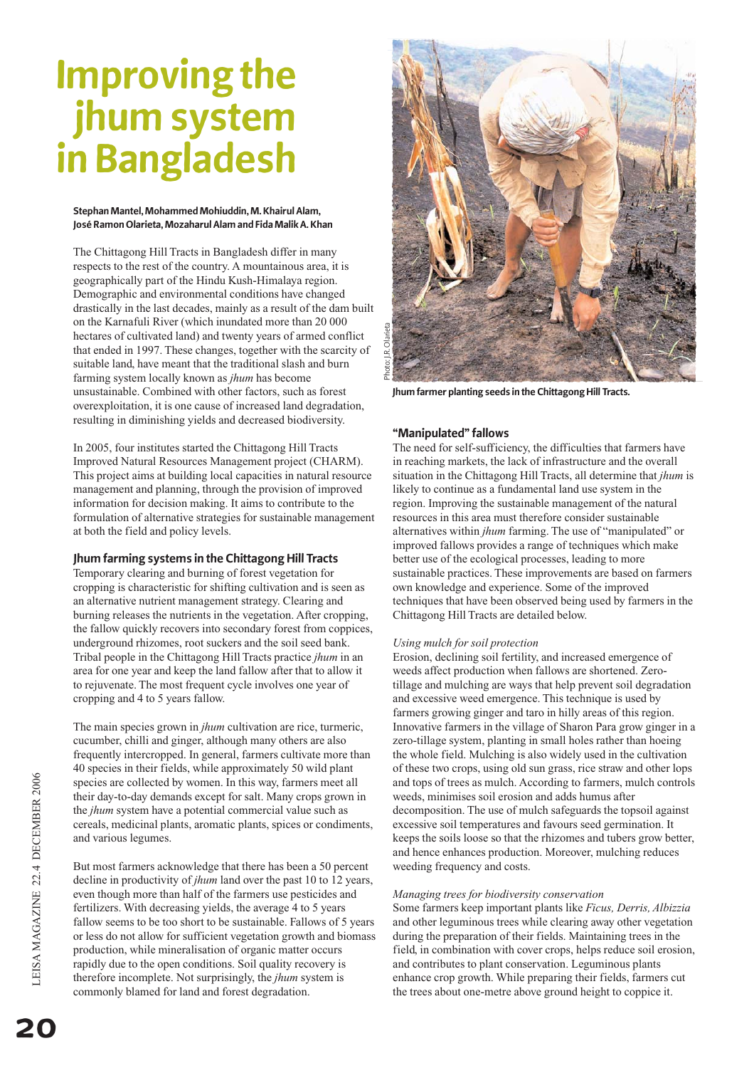# Improving the jhum system in Bangladesh

**Stephan Mantel, Mohammed Mohiuddin, M. Khairul Alam, José Ramon Olarieta, Mozaharul Alam and Fida Malik A. Khan**

The Chittagong Hill Tracts in Bangladesh differ in many respects to the rest of the country. A mountainous area, it is geographically part of the Hindu Kush-Himalaya region. Demographic and environmental conditions have changed drastically in the last decades, mainly as a result of the dam built on the Karnafuli River (which inundated more than 20 000 hectares of cultivated land) and twenty years of armed conflict that ended in 1997. These changes, together with the scarcity of suitable land, have meant that the traditional slash and burn farming system locally known as *jhum* has become unsustainable. Combined with other factors, such as forest overexploitation, it is one cause of increased land degradation, resulting in diminishing yields and decreased biodiversity.

In 2005, four institutes started the Chittagong Hill Tracts Improved Natural Resources Management project (CHARM). This project aims at building local capacities in natural resource management and planning, through the provision of improved information for decision making. It aims to contribute to the formulation of alternative strategies for sustainable management at both the field and policy levels.

## Jhum farming systems in the Chittagong Hill Tracts

Temporary clearing and burning of forest vegetation for cropping is characteristic for shifting cultivation and is seen as an alternative nutrient management strategy. Clearing and burning releases the nutrients in the vegetation. After cropping, the fallow quickly recovers into secondary forest from coppices, underground rhizomes, root suckers and the soil seed bank. Tribal people in the Chittagong Hill Tracts practice *jhum* in an area for one year and keep the land fallow after that to allow it to rejuvenate. The most frequent cycle involves one year of cropping and 4 to 5 years fallow.

The main species grown in *jhum* cultivation are rice, turmeric, cucumber, chilli and ginger, although many others are also frequently intercropped. In general, farmers cultivate more than 40 species in their fields, while approximately 50 wild plant species are collected by women. In this way, farmers meet all their day-to-day demands except for salt. Many crops grown in the *jhum* system have a potential commercial value such as cereals, medicinal plants, aromatic plants, spices or condiments, and various legumes.

But most farmers acknowledge that there has been a 50 percent decline in productivity of *jhum* land over the past 10 to 12 years, even though more than half of the farmers use pesticides and fertilizers. With decreasing yields, the average 4 to 5 years fallow seems to be too short to be sustainable. Fallows of 5 years or less do not allow for sufficient vegetation growth and biomass production, while mineralisation of organic matter occurs rapidly due to the open conditions. Soil quality recovery is therefore incomplete. Not surprisingly, the *jhum* system is commonly blamed for land and forest degradation.

Photo: J.R. Olarieta

Jhum farmer planting seeds in the Chittagong Hill Tracts.

## "Manipulated" fallows

The need for self-sufficiency, the difficulties that farmers have in reaching markets, the lack of infrastructure and the overall situation in the Chittagong Hill Tracts, all determine that *jhum* is likely to continue as a fundamental land use system in the region. Improving the sustainable management of the natural resources in this area must therefore consider sustainable alternatives within *jhum* farming. The use of "manipulated" or improved fallows provides a range of techniques which make better use of the ecological processes, leading to more sustainable practices. These improvements are based on farmers own knowledge and experience. Some of the improved techniques that have been observed being used by farmers in the Chittagong Hill Tracts are detailed below.

### *Using mulch for soil protection*

Erosion, declining soil fertility, and increased emergence of weeds affect production when fallows are shortened. Zero-tillage and mulching are ways that help prevent soil degradation and excessive weed emergence. This technique is used by farmers growing ginger and taro in hilly areas of this region. Innovative farmers in the village of Sharon Para grow ginger in a zero-tillage system, planting in small holes rather than hoeing the whole field. Mulching is also widely used in the cultivation of these two crops, using old sun grass, rice straw and other lops and tops of trees as mulch. According to farmers, mulch controls weeds, minimises soil erosion and adds humus after decomposition. The use of mulch safeguards the topsoil against excessive soil temperatures and favours seed germination. It keeps the soils loose so that the rhizomes and tubers grow better, and hence enhances production. Moreover, mulching reduces weeding frequency and costs.

### *Managing trees for biodiversity conservation*

Some farmers keep important plants like *Ficus, Derris, Albizzia* and other leguminous trees while clearing away other vegetation during the preparation of their fields. Maintaining trees in the field, in combination with cover crops, helps reduce soil erosion, and contributes to plant conservation. Leguminous plants enhance crop growth. While preparing their fields, farmers cut the trees about one-metre above ground height to coppice it.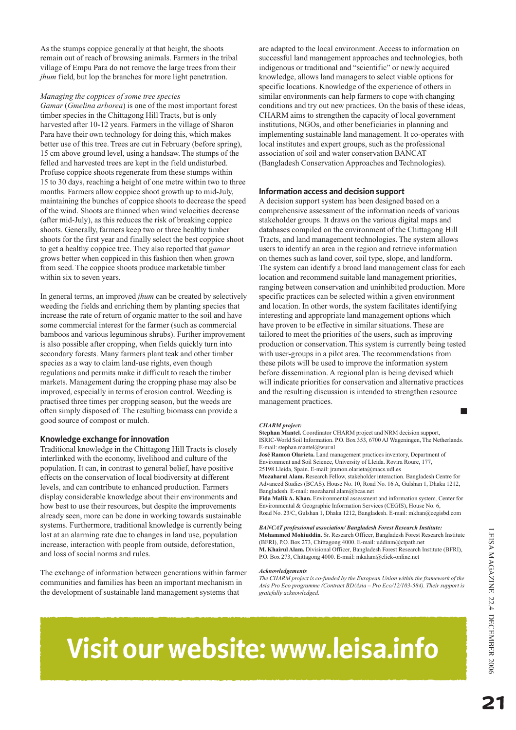As the stumps coppice generally at that height, the shoots remain out of reach of browsing animals. Farmers in the tribal village of Empu Para do not remove the large trees from their *jhum* field, but lop the branches for more light penetration.

*Managing the coppices of some tree species*

*Gamar* (*Gmelina arborea*) is one of the most important forest timber species in the Chittagong Hill Tracts, but is only harvested after 10-12 years. Farmers in the village of Sharon Para have their own technology for doing this, which makes better use of this tree. Trees are cut in February (before spring), 15 cm above ground level, using a handsaw. The stumps of the felled and harvested trees are kept in the field undisturbed. Profuse coppice shoots regenerate from these stumps within 15 to 30 days, reaching a height of one metre within two to three months. Farmers allow coppice shoot growth up to mid-July, maintaining the bunches of coppice shoots to decrease the speed of the wind. Shoots are thinned when wind velocities decrease (after mid-July), as this reduces the risk of breaking coppice shoots. Generally, farmers keep two or three healthy timber shoots for the first year and finally select the best coppice shoot to get a healthy coppice tree. They also reported that *gamar* grows better when coppiced in this fashion then when grown from seed. The coppice shoots produce marketable timber within six to seven years.

In general terms, an improved *jhum* can be created by selectively weeding the fields and enriching them by planting species that increase the rate of return of organic matter to the soil and have some commercial interest for the farmer (such as commercial bamboos and various leguminous shrubs). Further improvement is also possible after cropping, when fields quickly turn into secondary forests. Many farmers plant teak and other timber species as a way to claim land-use rights, even though regulations and permits make it difficult to reach the timber markets. Management during the cropping phase may also be improved, especially in terms of erosion control. Weeding is practised three times per cropping season, but the weeds are often simply disposed of. The resulting biomass can provide a good source of compost or mulch.

## Knowledge exchange for innovation

Traditional knowledge in the Chittagong Hill Tracts is closely interlinked with the economy, livelihood and culture of the population. It can, in contrast to general belief, have positive effects on the conservation of local biodiversity at different levels, and can contribute to enhanced production. Farmers display considerable knowledge about their environments and how best to use their resources, but despite the improvements already seen, more can be done in working towards sustainable systems. Furthermore, traditional knowledge is currently being lost at an alarming rate due to changes in land use, population increase, interaction with people from outside, deforestation, and loss of social norms and rules.

The exchange of information between generations within farmer communities and families has been an important mechanism in the development of sustainable land management systems that are adapted to the local environment. Access to information on successful land management approaches and technologies, both indigenous or traditional and "scientific" or newly acquired knowledge, allows land managers to select viable options for specific locations. Knowledge of the experience of others in similar environments can help farmers to cope with changing conditions and try out new practices. On the basis of these ideas, CHARM aims to strengthen the capacity of local government institutions, NGOs, and other beneficiaries in planning and implementing sustainable land management. It co-operates with local institutes and expert groups, such as the professional association of soil and water conservation BANCAT (Bangladesh Conservation Approaches and Technologies).

## Information access and decision support

A decision support system has been designed based on a comprehensive assessment of the information needs of various stakeholder groups. It draws on the various digital maps and databases compiled on the environment of the Chittagong Hill Tracts, and land management technologies. The system allows users to identify an area in the region and retrieve information on themes such as land cover, soil type, slope, and landform. The system can identify a broad land management class for each location and recommend suitable land management priorities, ranging between conservation and uninhibited production. More specific practices can be selected within a given environment and location. In other words, the system facilitates identifying interesting and appropriate land management options which have proven to be effective in similar situations. These are tailored to meet the priorities of the users, such as improving production or conservation. This system is currently being tested with user-groups in a pilot area. The recommendations from these pilots will be used to improve the information system before dissemination. A regional plan is being devised which will indicate priorities for conservation and alternative practices and the resulting discussion is intended to strengthen resource management practices.

***CHARM project:***

**Stephan Mantel.** Coordinator CHARM project and NRM decision support, ISRIC-World Soil Information. P.O. Box 353, 6700 AJ Wageningen, The Netherlands. E-mail: stephan.mantel@wur.nl

**José Ramon Olarieta.** Land management practices inventory, Department of Environment and Soil Science, University of Lleida. Rovira Roure, 177, 25198 Lleida, Spain. E-mail: jramon.olarieta@macs.udl.es

**Mozaharul Alam.** Research Fellow, stakeholder interaction. Bangladesh Centre for Advanced Studies (BCAS). House No. 10, Road No. 16 A, Gulshan 1, Dhaka 1212, Bangladesh. E-mail: mozaharul.alam@bcas.net

**Fida Malik A. Khan.** Environmental assessment and information system. Center for Environmental & Geographic Information Services (CEGIS), House No. 6, Road No. 23/C, Gulshan 1, Dhaka 1212, Bangladesh. E-mail: mkhan@cegisbd.com

***BANCAT professional association/ Bangladesh Forest Research Institute:***

**Mohammed Mohiuddin.** Sr. Research Officer, Bangladesh Forest Research Institute (BFRI), P.O. Box 273, Chittagong 4000. E-mail: uddinm@ctpath.net

**M. Khairul Alam.** Divisional Officer, Bangladesh Forest Research Institute (BFRI), P.O. Box 273, Chittagong 4000. E-mail: mkalam@click-online.net

***Acknowledgements***

*The CHARM project is co-funded by the European Union within the framework of the Asia Pro Eco programme (Contract BD/Asia – Pro Eco/12/103-584). Their support is gratefully acknowledged.*

**Visit our website: www.leisa.info**